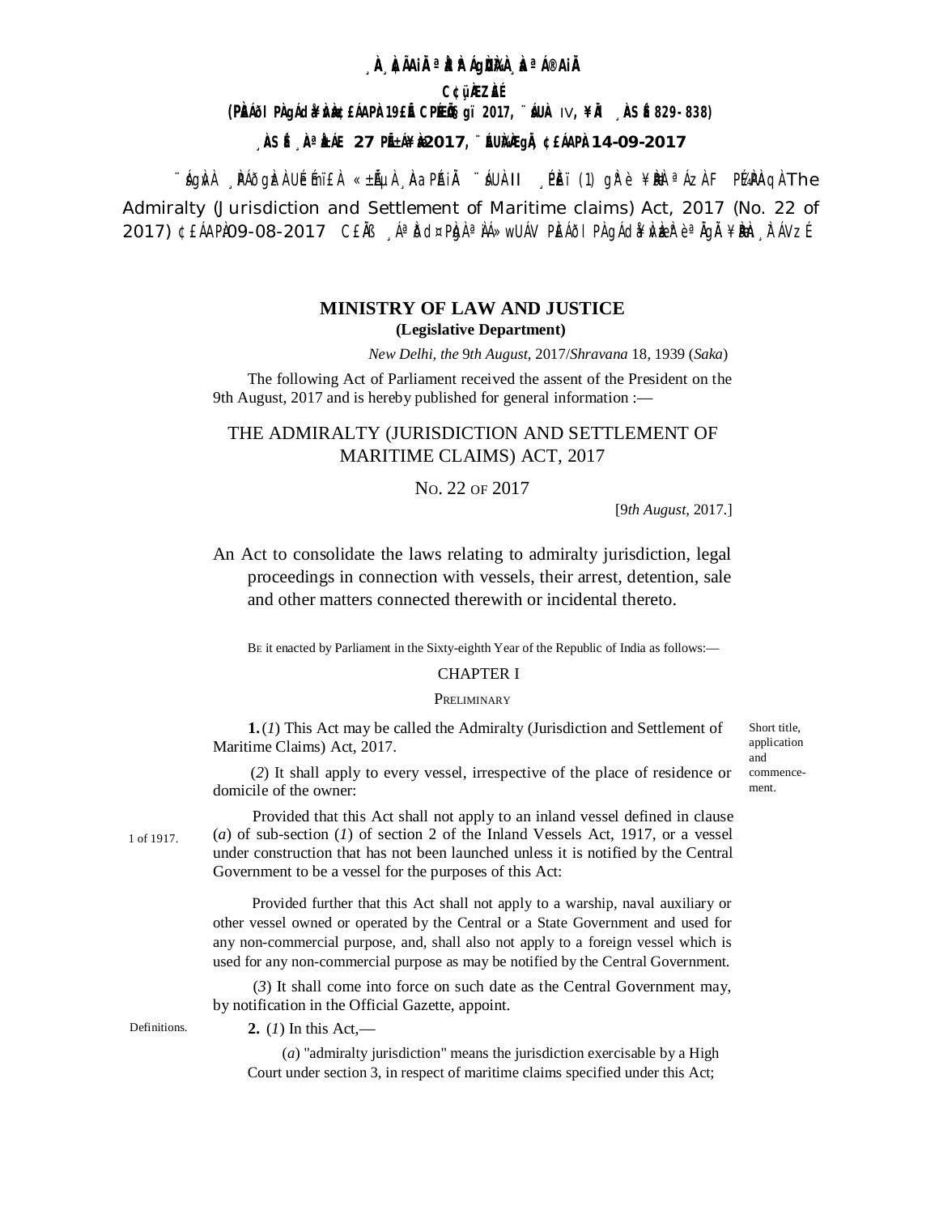¸ÀA¸À¢ÃAiÀÄ ªÀåªÀºÁgÀUÀ¼ÀÄ ªÀÄvÀÄÛ ±Á¸À£À gÀZÀ£É ¸ÀaªÁ®AiÀÄ

C¢ü¸ÀÆZÀ£É

(PÀ£ÁðlPÀ gÁdå¥ÀvÀæ ¢£ÁAPÀ: 19£Éà CPÉÆÖçgï 2017, ¨sÁUÀ IV, ¥ÀÄl ¸ÀASÉå 829-838)

¸ÀASÉå: ¸ÀAªÀå±ÁE 27 PÉÃAIÀiÁ¥Àæ 2017, ¨ÉAUÀ¼ÀÆgÀÄ, ¢£ÁAPÀ: 14-09-2017

¨sÁgÀvÀ ¸ÀPÁðgÀzÀ UÉeÉmï£À «±ÉõÀ ¸ÀAaPÉAiÀÄ ¨sÁUÀ-II ¸ÉPÀë£ï (1) gÀ°è ¥ÀæPÀlªÁzÀ F PɼÀPÀAqÀ The Admiralty (Jurisdiction and Settlement of Maritime claims) Act, 2017 (No. 22 of 2017) ¢£ÁAPÀ: 09-08-2017 C£ÀÄß ¸ÁªÀðd¤PÀgÀ ªÀiÁ»wUÁV PÀ£ÁðlPÀ gÁdå¥ÀvÀæzÀ°è ªÀÄgÀÄ ¥ÀæPÀn¸À¯ÁVzÉ

# MINISTRY OF LAW AND JUSTICE

**(Legislative Department)**

*New Delhi, the 9th August,* 2017/*Shravana* 18, 1939 (*Saka*)

The following Act of Parliament received the assent of the President on the 9th August, 2017 and is hereby published for general information :—

## THE ADMIRALTY (JURISDICTION AND SETTLEMENT OF MARITIME CLAIMS) ACT, 2017

No. 22 of 2017

[9*th August*, 2017.]

An Act to consolidate the laws relating to admiralty jurisdiction, legal proceedings in connection with vessels, their arrest, detention, sale and other matters connected therewith or incidental thereto.

Be it enacted by Parliament in the Sixty-eighth Year of the Republic of India as follows:—

### CHAPTER I

### Preliminary

Short title, application and commencement.

**1.** (*1*) This Act may be called the Admiralty (Jurisdiction and Settlement of Maritime Claims) Act, 2017.

(*2*) It shall apply to every vessel, irrespective of the place of residence or domicile of the owner:

1 of 1917.

Provided that this Act shall not apply to an inland vessel defined in clause (*a*) of sub-section (*1*) of section 2 of the Inland Vessels Act, 1917, or a vessel under construction that has not been launched unless it is notified by the Central Government to be a vessel for the purposes of this Act:

Provided further that this Act shall not apply to a warship, naval auxiliary or other vessel owned or operated by the Central or a State Government and used for any non-commercial purpose, and, shall also not apply to a foreign vessel which is used for any non-commercial purpose as may be notified by the Central Government.

(*3*) It shall come into force on such date as the Central Government may, by notification in the Official Gazette, appoint.

Definitions.

**2.** (*1*) In this Act,—

(*a*) "admiralty jurisdiction" means the jurisdiction exercisable by a High Court under section 3, in respect of maritime claims specified under this Act;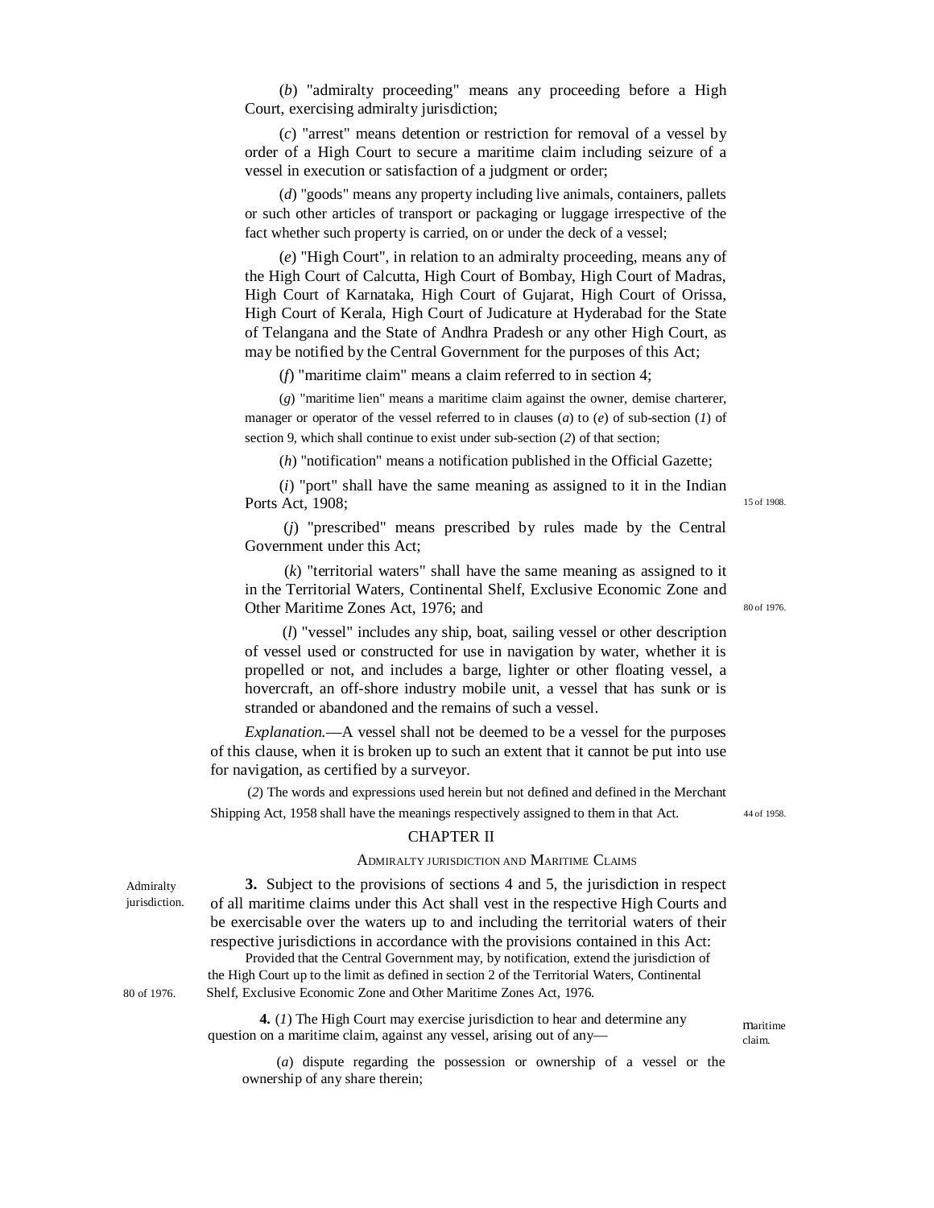(*b*) "admiralty proceeding" means any proceeding before a High Court, exercising admiralty jurisdiction;

(*c*) "arrest" means detention or restriction for removal of a vessel by order of a High Court to secure a maritime claim including seizure of a vessel in execution or satisfaction of a judgment or order;

(*d*) "goods" means any property including live animals, containers, pallets or such other articles of transport or packaging or luggage irrespective of the fact whether such property is carried, on or under the deck of a vessel;

(*e*) "High Court", in relation to an admiralty proceeding, means any of the High Court of Calcutta, High Court of Bombay, High Court of Madras, High Court of Karnataka, High Court of Gujarat, High Court of Orissa, High Court of Kerala, High Court of Judicature at Hyderabad for the State of Telangana and the State of Andhra Pradesh or any other High Court, as may be notified by the Central Government for the purposes of this Act;

(*f*) "maritime claim" means a claim referred to in section 4;

(*g*) "maritime lien" means a maritime claim against the owner, demise charterer, manager or operator of the vessel referred to in clauses (*a*) to (*e*) of sub-section (*1*) of section 9, which shall continue to exist under sub-section (*2*) of that section;

(*h*) "notification" means a notification published in the Official Gazette;

(*i*) "port" shall have the same meaning as assigned to it in the Indian Ports Act, 1908; 15 of 1908.

(*j*) "prescribed" means prescribed by rules made by the Central Government under this Act;

(*k*) "territorial waters" shall have the same meaning as assigned to it in the Territorial Waters, Continental Shelf, Exclusive Economic Zone and Other Maritime Zones Act, 1976; and 80 of 1976.

(*l*) "vessel" includes any ship, boat, sailing vessel or other description of vessel used or constructed for use in navigation by water, whether it is propelled or not, and includes a barge, lighter or other floating vessel, a hovercraft, an off-shore industry mobile unit, a vessel that has sunk or is stranded or abandoned and the remains of such a vessel.

*Explanation.*—A vessel shall not be deemed to be a vessel for the purposes of this clause, when it is broken up to such an extent that it cannot be put into use for navigation, as certified by a surveyor.

(*2*) The words and expressions used herein but not defined and defined in the Merchant Shipping Act, 1958 shall have the meanings respectively assigned to them in that Act. 44 of 1958.

## CHAPTER II

### ADMIRALTY JURISDICTION AND MARITIME CLAIMS

Admiralty jurisdiction.

**3.** Subject to the provisions of sections 4 and 5, the jurisdiction in respect of all maritime claims under this Act shall vest in the respective High Courts and be exercisable over the waters up to and including the territorial waters of their respective jurisdictions in accordance with the provisions contained in this Act:

Provided that the Central Government may, by notification, extend the jurisdiction of the High Court up to the limit as defined in section 2 of the Territorial Waters, Continental Shelf, Exclusive Economic Zone and Other Maritime Zones Act, 1976. 80 of 1976.

Maritime claim.

**4.** (*1*) The High Court may exercise jurisdiction to hear and determine any question on a maritime claim, against any vessel, arising out of any—

(*a*) dispute regarding the possession or ownership of a vessel or the ownership of any share therein;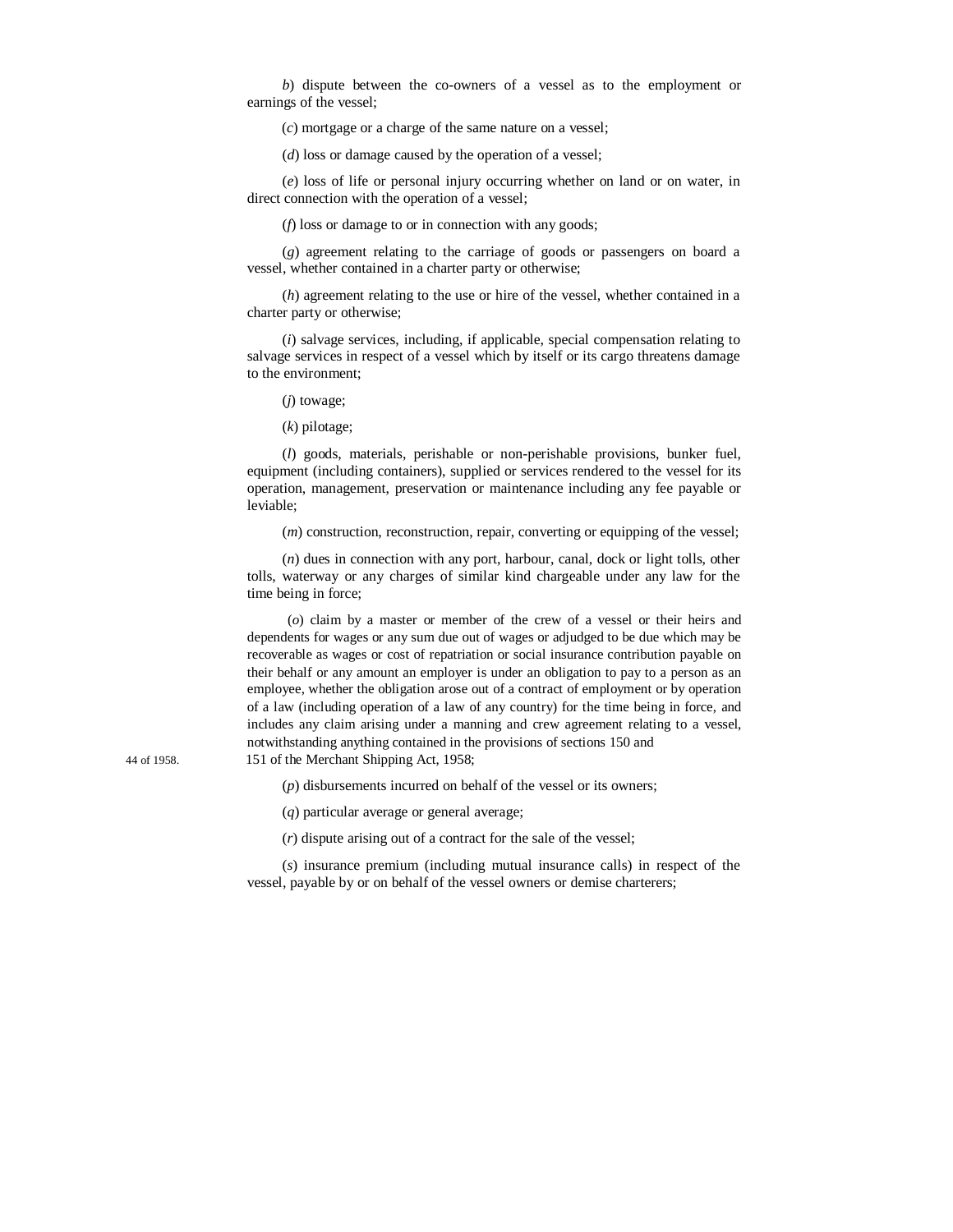*b*) dispute between the co-owners of a vessel as to the employment or earnings of the vessel;

(*c*) mortgage or a charge of the same nature on a vessel;

(*d*) loss or damage caused by the operation of a vessel;

(*e*) loss of life or personal injury occurring whether on land or on water, in direct connection with the operation of a vessel;

(*f*) loss or damage to or in connection with any goods;

(*g*) agreement relating to the carriage of goods or passengers on board a vessel, whether contained in a charter party or otherwise;

(*h*) agreement relating to the use or hire of the vessel, whether contained in a charter party or otherwise;

(*i*) salvage services, including, if applicable, special compensation relating to salvage services in respect of a vessel which by itself or its cargo threatens damage to the environment;

(*j*) towage;

(*k*) pilotage;

(*l*) goods, materials, perishable or non-perishable provisions, bunker fuel, equipment (including containers), supplied or services rendered to the vessel for its operation, management, preservation or maintenance including any fee payable or leviable;

(*m*) construction, reconstruction, repair, converting or equipping of the vessel;

(*n*) dues in connection with any port, harbour, canal, dock or light tolls, other tolls, waterway or any charges of similar kind chargeable under any law for the time being in force;

(*o*) claim by a master or member of the crew of a vessel or their heirs and dependents for wages or any sum due out of wages or adjudged to be due which may be recoverable as wages or cost of repatriation or social insurance contribution payable on their behalf or any amount an employer is under an obligation to pay to a person as an employee, whether the obligation arose out of a contract of employment or by operation of a law (including operation of a law of any country) for the time being in force, and includes any claim arising under a manning and crew agreement relating to a vessel, notwithstanding anything contained in the provisions of sections 150 and 151 of the Merchant Shipping Act, 1958;

44 of 1958.

(*p*) disbursements incurred on behalf of the vessel or its owners;

(*q*) particular average or general average;

(*r*) dispute arising out of a contract for the sale of the vessel;

(*s*) insurance premium (including mutual insurance calls) in respect of the vessel, payable by or on behalf of the vessel owners or demise charterers;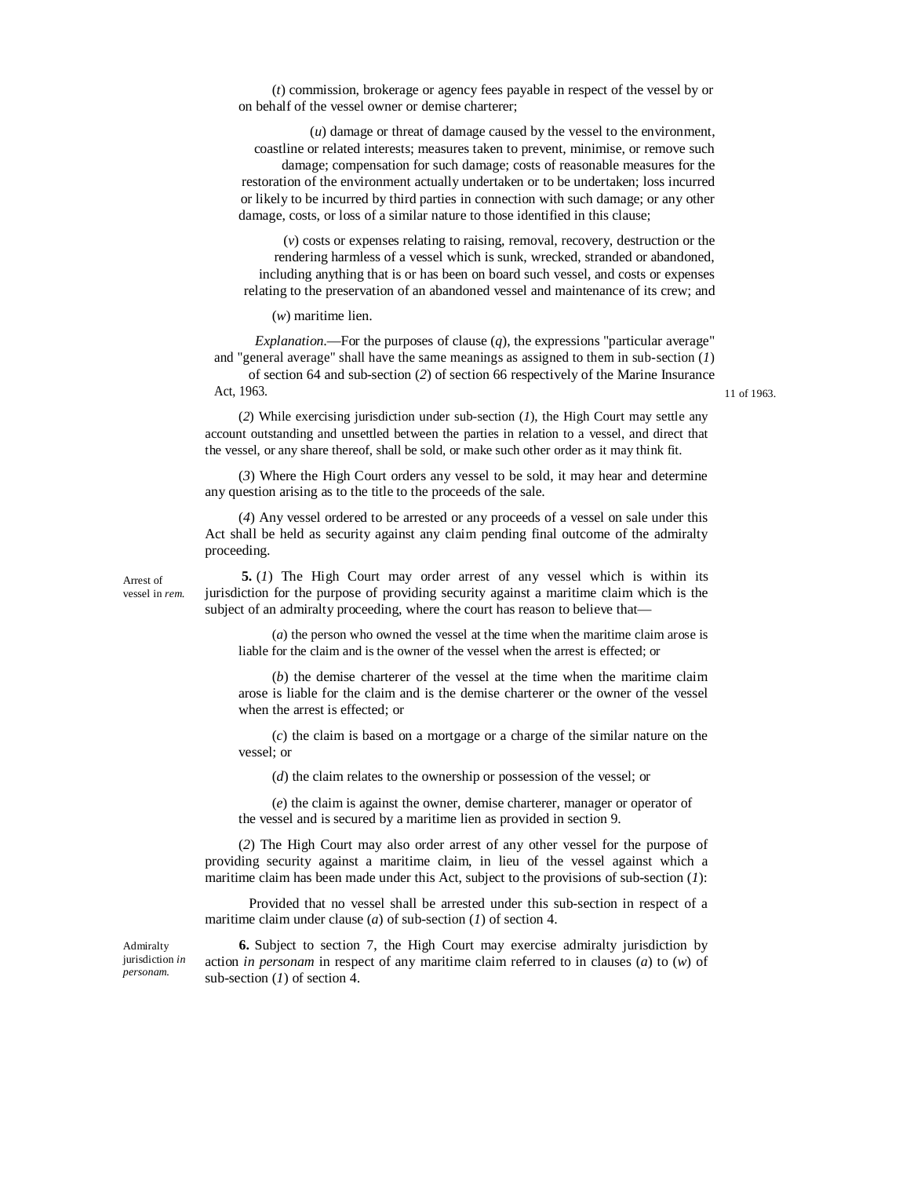(*t*) commission, brokerage or agency fees payable in respect of the vessel by or on behalf of the vessel owner or demise charterer;

(*u*) damage or threat of damage caused by the vessel to the environment, coastline or related interests; measures taken to prevent, minimise, or remove such damage; compensation for such damage; costs of reasonable measures for the restoration of the environment actually undertaken or to be undertaken; loss incurred or likely to be incurred by third parties in connection with such damage; or any other damage, costs, or loss of a similar nature to those identified in this clause;

(*v*) costs or expenses relating to raising, removal, recovery, destruction or the rendering harmless of a vessel which is sunk, wrecked, stranded or abandoned, including anything that is or has been on board such vessel, and costs or expenses relating to the preservation of an abandoned vessel and maintenance of its crew; and

(*w*) maritime lien.

*Explanation*.—For the purposes of clause (*q*), the expressions "particular average" and "general average" shall have the same meanings as assigned to them in sub-section (*1*) of section 64 and sub-section (*2*) of section 66 respectively of the Marine Insurance Act, 1963.

11 of 1963.

(*2*) While exercising jurisdiction under sub-section (*1*), the High Court may settle any account outstanding and unsettled between the parties in relation to a vessel, and direct that the vessel, or any share thereof, shall be sold, or make such other order as it may think fit.

(*3*) Where the High Court orders any vessel to be sold, it may hear and determine any question arising as to the title to the proceeds of the sale.

(*4*) Any vessel ordered to be arrested or any proceeds of a vessel on sale under this Act shall be held as security against any claim pending final outcome of the admiralty proceeding.

Arrest of vessel in *rem*.

**5.** (*1*) The High Court may order arrest of any vessel which is within its jurisdiction for the purpose of providing security against a maritime claim which is the subject of an admiralty proceeding, where the court has reason to believe that—

(*a*) the person who owned the vessel at the time when the maritime claim arose is liable for the claim and is the owner of the vessel when the arrest is effected; or

(*b*) the demise charterer of the vessel at the time when the maritime claim arose is liable for the claim and is the demise charterer or the owner of the vessel when the arrest is effected; or

(*c*) the claim is based on a mortgage or a charge of the similar nature on the vessel; or

(*d*) the claim relates to the ownership or possession of the vessel; or

(*e*) the claim is against the owner, demise charterer, manager or operator of the vessel and is secured by a maritime lien as provided in section 9.

(*2*) The High Court may also order arrest of any other vessel for the purpose of providing security against a maritime claim, in lieu of the vessel against which a maritime claim has been made under this Act, subject to the provisions of sub-section (*1*):

Provided that no vessel shall be arrested under this sub-section in respect of a maritime claim under clause (*a*) of sub-section (*1*) of section 4.

Admiralty jurisdiction *in personam*.

**6.** Subject to section 7, the High Court may exercise admiralty jurisdiction by action *in personam* in respect of any maritime claim referred to in clauses (*a*) to (*w*) of sub-section (*1*) of section 4.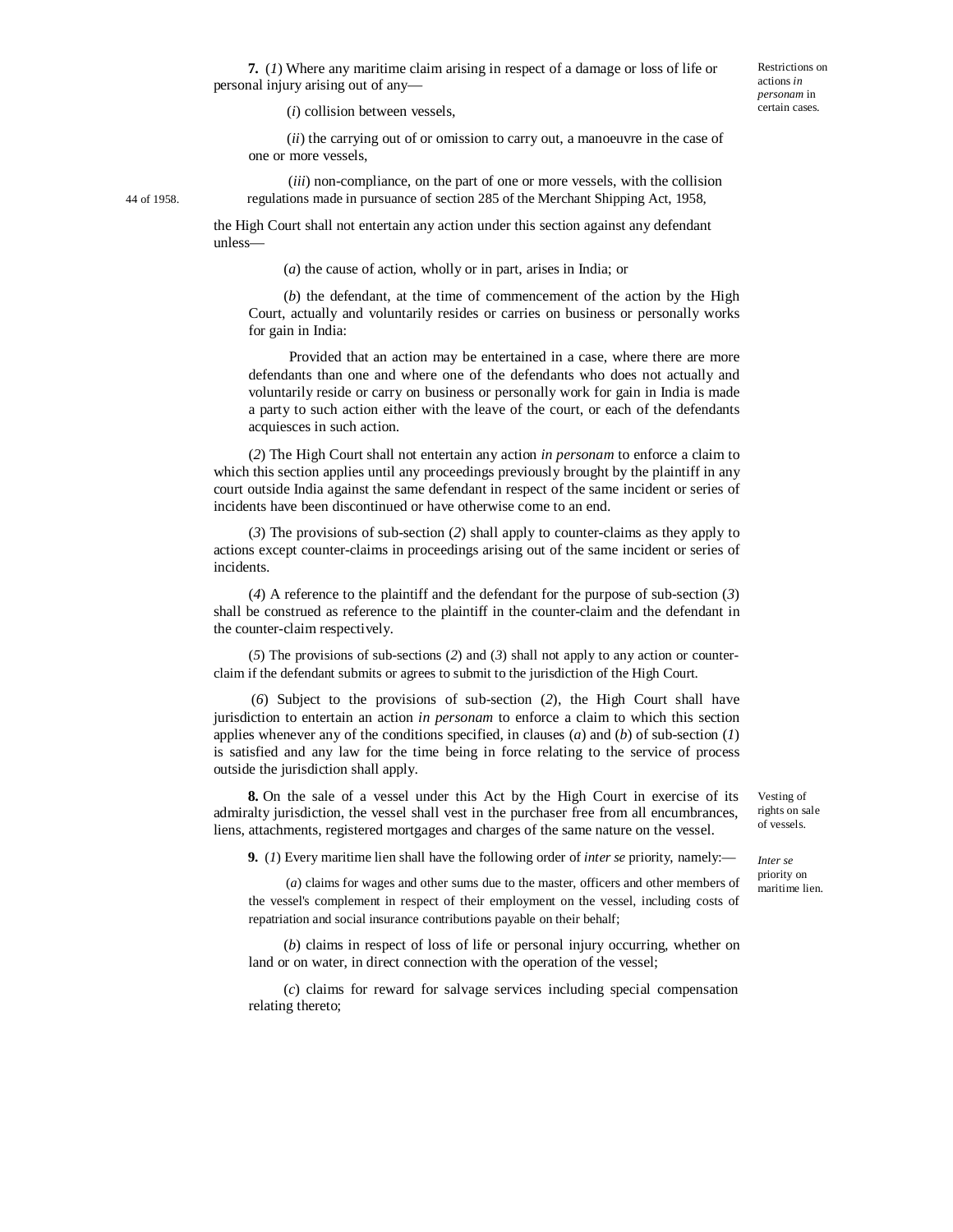Restrictions on actions *in personam* in certain cases.

**7.** (*1*) Where any maritime claim arising in respect of a damage or loss of life or personal injury arising out of any—

(*i*) collision between vessels,

(*ii*) the carrying out of or omission to carry out, a manoeuvre in the case of one or more vessels,

(*iii*) non-compliance, on the part of one or more vessels, with the collision regulations made in pursuance of section 285 of the Merchant Shipping Act, 1958, (44 of 1958.)

the High Court shall not entertain any action under this section against any defendant unless—

(*a*) the cause of action, wholly or in part, arises in India; or

(*b*) the defendant, at the time of commencement of the action by the High Court, actually and voluntarily resides or carries on business or personally works for gain in India:

Provided that an action may be entertained in a case, where there are more defendants than one and where one of the defendants who does not actually and voluntarily reside or carry on business or personally work for gain in India is made a party to such action either with the leave of the court, or each of the defendants acquiesces in such action.

(*2*) The High Court shall not entertain any action *in personam* to enforce a claim to which this section applies until any proceedings previously brought by the plaintiff in any court outside India against the same defendant in respect of the same incident or series of incidents have been discontinued or have otherwise come to an end.

(*3*) The provisions of sub-section (*2*) shall apply to counter-claims as they apply to actions except counter-claims in proceedings arising out of the same incident or series of incidents.

(*4*) A reference to the plaintiff and the defendant for the purpose of sub-section (*3*) shall be construed as reference to the plaintiff in the counter-claim and the defendant in the counter-claim respectively.

(*5*) The provisions of sub-sections (*2*) and (*3*) shall not apply to any action or counter-claim if the defendant submits or agrees to submit to the jurisdiction of the High Court.

(*6*) Subject to the provisions of sub-section (*2*), the High Court shall have jurisdiction to entertain an action *in personam* to enforce a claim to which this section applies whenever any of the conditions specified, in clauses (*a*) and (*b*) of sub-section (*1*) is satisfied and any law for the time being in force relating to the service of process outside the jurisdiction shall apply.

Vesting of rights on sale of vessels.

**8.** On the sale of a vessel under this Act by the High Court in exercise of its admiralty jurisdiction, the vessel shall vest in the purchaser free from all encumbrances, liens, attachments, registered mortgages and charges of the same nature on the vessel.

*Inter se* priority on maritime lien.

**9.** (*1*) Every maritime lien shall have the following order of *inter se* priority, namely:—

(*a*) claims for wages and other sums due to the master, officers and other members of the vessel's complement in respect of their employment on the vessel, including costs of repatriation and social insurance contributions payable on their behalf;

(*b*) claims in respect of loss of life or personal injury occurring, whether on land or on water, in direct connection with the operation of the vessel;

(*c*) claims for reward for salvage services including special compensation relating thereto;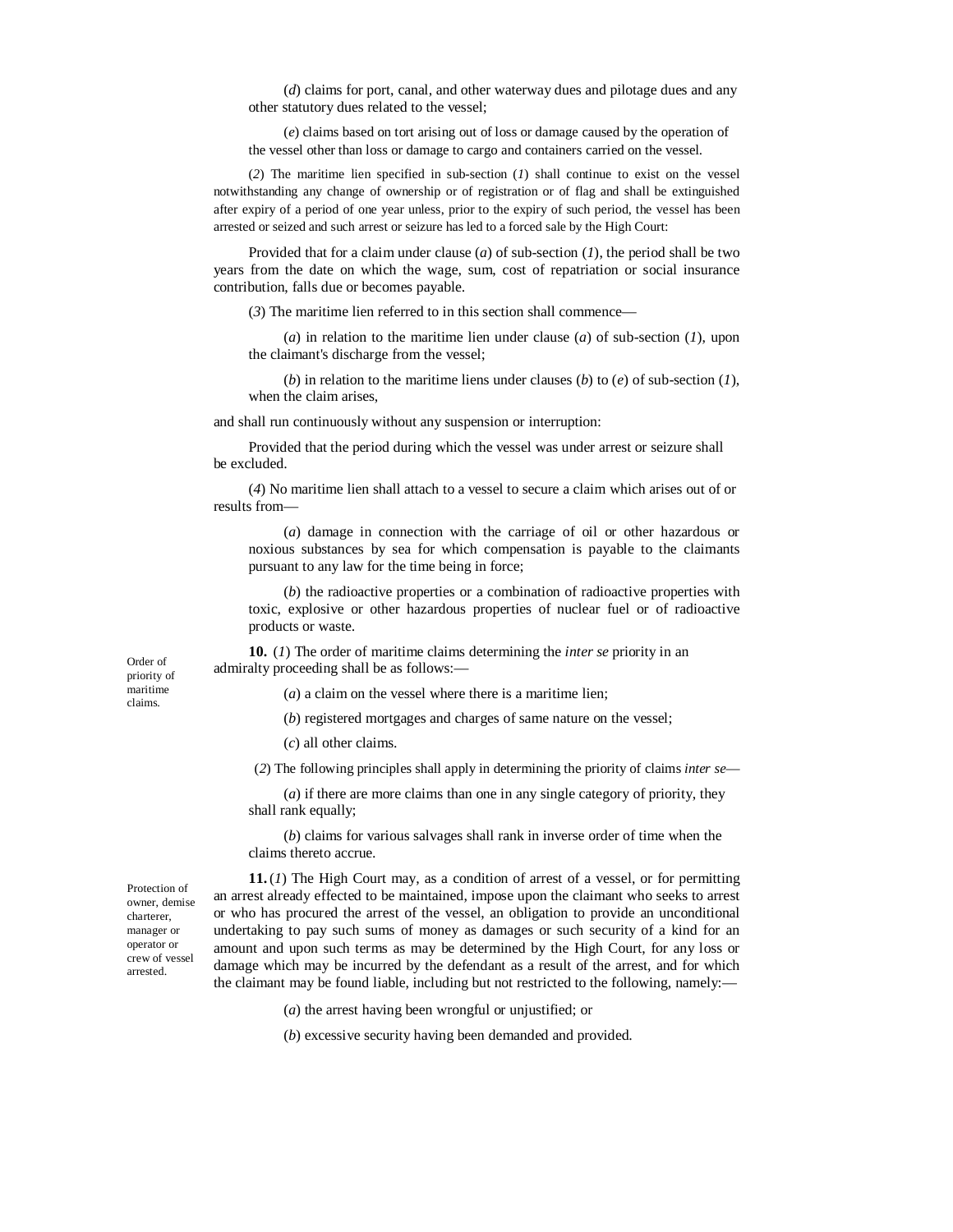(*d*) claims for port, canal, and other waterway dues and pilotage dues and any other statutory dues related to the vessel;

(*e*) claims based on tort arising out of loss or damage caused by the operation of the vessel other than loss or damage to cargo and containers carried on the vessel.

(*2*) The maritime lien specified in sub-section (*1*) shall continue to exist on the vessel notwithstanding any change of ownership or of registration or of flag and shall be extinguished after expiry of a period of one year unless, prior to the expiry of such period, the vessel has been arrested or seized and such arrest or seizure has led to a forced sale by the High Court:

Provided that for a claim under clause (*a*) of sub-section (*1*), the period shall be two years from the date on which the wage, sum, cost of repatriation or social insurance contribution, falls due or becomes payable.

(*3*) The maritime lien referred to in this section shall commence—

(*a*) in relation to the maritime lien under clause (*a*) of sub-section (*1*), upon the claimant's discharge from the vessel;

(*b*) in relation to the maritime liens under clauses (*b*) to (*e*) of sub-section (*1*), when the claim arises,

and shall run continuously without any suspension or interruption:

Provided that the period during which the vessel was under arrest or seizure shall be excluded.

(*4*) No maritime lien shall attach to a vessel to secure a claim which arises out of or results from—

(*a*) damage in connection with the carriage of oil or other hazardous or noxious substances by sea for which compensation is payable to the claimants pursuant to any law for the time being in force;

(*b*) the radioactive properties or a combination of radioactive properties with toxic, explosive or other hazardous properties of nuclear fuel or of radioactive products or waste.

Order of priority of maritime claims.

**10.** (*1*) The order of maritime claims determining the *inter se* priority in an admiralty proceeding shall be as follows:—

(*a*) a claim on the vessel where there is a maritime lien;

(*b*) registered mortgages and charges of same nature on the vessel;

(*c*) all other claims.

(*2*) The following principles shall apply in determining the priority of claims *inter se*—

(*a*) if there are more claims than one in any single category of priority, they shall rank equally;

(*b*) claims for various salvages shall rank in inverse order of time when the claims thereto accrue.

Protection of owner, demise charterer, manager or operator or crew of vessel arrested.

**11.** (*1*) The High Court may, as a condition of arrest of a vessel, or for permitting an arrest already effected to be maintained, impose upon the claimant who seeks to arrest or who has procured the arrest of the vessel, an obligation to provide an unconditional undertaking to pay such sums of money as damages or such security of a kind for an amount and upon such terms as may be determined by the High Court, for any loss or damage which may be incurred by the defendant as a result of the arrest, and for which the claimant may be found liable, including but not restricted to the following, namely:—

(*a*) the arrest having been wrongful or unjustified; or

(*b*) excessive security having been demanded and provided.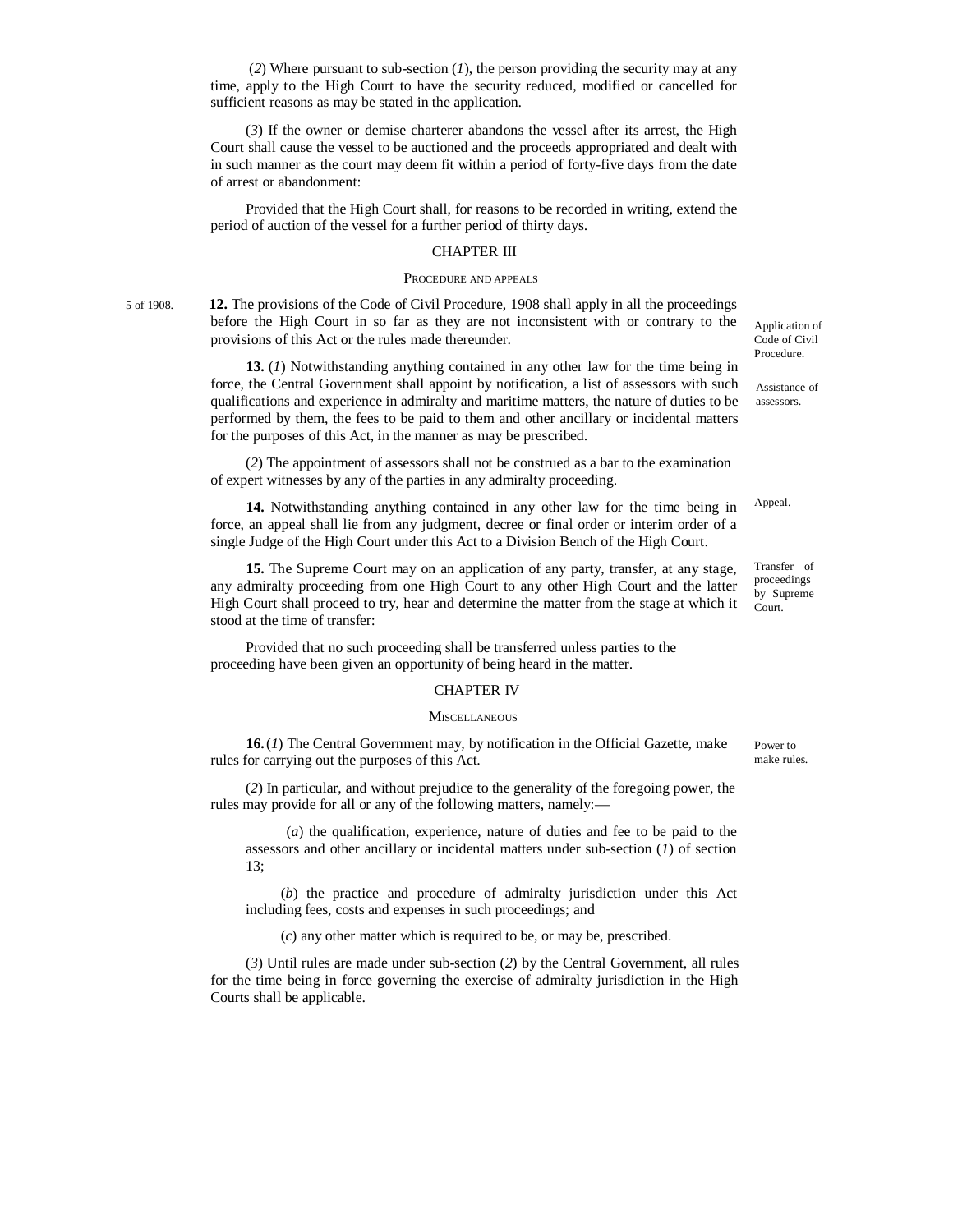(*2*) Where pursuant to sub-section (*1*), the person providing the security may at any time, apply to the High Court to have the security reduced, modified or cancelled for sufficient reasons as may be stated in the application.

(*3*) If the owner or demise charterer abandons the vessel after its arrest, the High Court shall cause the vessel to be auctioned and the proceeds appropriated and dealt with in such manner as the court may deem fit within a period of forty-five days from the date of arrest or abandonment:

Provided that the High Court shall, for reasons to be recorded in writing, extend the period of auction of the vessel for a further period of thirty days.

## CHAPTER III

### PROCEDURE AND APPEALS

Application of Code of Civil Procedure.

5 of 1908.

**12.** The provisions of the Code of Civil Procedure, 1908 shall apply in all the proceedings before the High Court in so far as they are not inconsistent with or contrary to the provisions of this Act or the rules made thereunder.

Assistance of assessors.

**13.** (*1*) Notwithstanding anything contained in any other law for the time being in force, the Central Government shall appoint by notification, a list of assessors with such qualifications and experience in admiralty and maritime matters, the nature of duties to be performed by them, the fees to be paid to them and other ancillary or incidental matters for the purposes of this Act, in the manner as may be prescribed.

(*2*) The appointment of assessors shall not be construed as a bar to the examination of expert witnesses by any of the parties in any admiralty proceeding.

Appeal.

**14.** Notwithstanding anything contained in any other law for the time being in force, an appeal shall lie from any judgment, decree or final order or interim order of a single Judge of the High Court under this Act to a Division Bench of the High Court.

Transfer of proceedings by Supreme Court.

**15.** The Supreme Court may on an application of any party, transfer, at any stage, any admiralty proceeding from one High Court to any other High Court and the latter High Court shall proceed to try, hear and determine the matter from the stage at which it stood at the time of transfer:

Provided that no such proceeding shall be transferred unless parties to the proceeding have been given an opportunity of being heard in the matter.

## CHAPTER IV

### MISCELLANEOUS

Power to make rules.

**16.** (*1*) The Central Government may, by notification in the Official Gazette, make rules for carrying out the purposes of this Act.

(*2*) In particular, and without prejudice to the generality of the foregoing power, the rules may provide for all or any of the following matters, namely:—

(*a*) the qualification, experience, nature of duties and fee to be paid to the assessors and other ancillary or incidental matters under sub-section (*1*) of section 13;

(*b*) the practice and procedure of admiralty jurisdiction under this Act including fees, costs and expenses in such proceedings; and

(*c*) any other matter which is required to be, or may be, prescribed.

(*3*) Until rules are made under sub-section (*2*) by the Central Government, all rules for the time being in force governing the exercise of admiralty jurisdiction in the High Courts shall be applicable.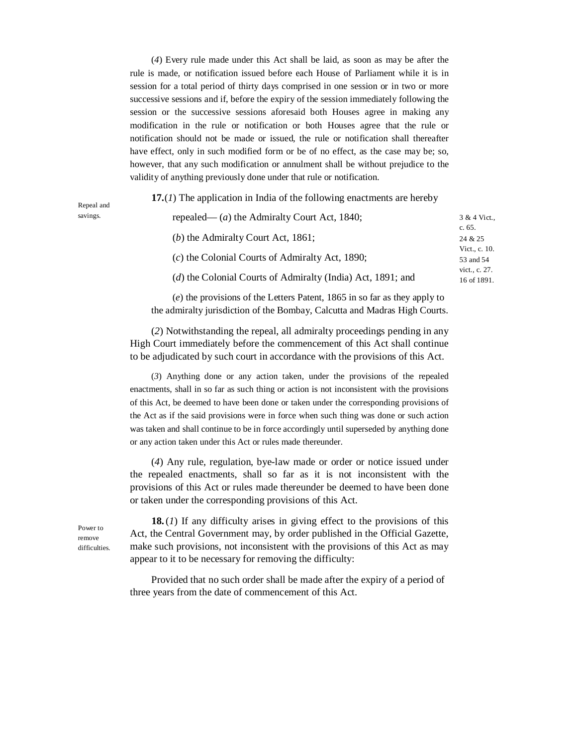(*4*) Every rule made under this Act shall be laid, as soon as may be after the rule is made, or notification issued before each House of Parliament while it is in session for a total period of thirty days comprised in one session or in two or more successive sessions and if, before the expiry of the session immediately following the session or the successive sessions aforesaid both Houses agree in making any modification in the rule or notification or both Houses agree that the rule or notification should not be made or issued, the rule or notification shall thereafter have effect, only in such modified form or be of no effect, as the case may be; so, however, that any such modification or annulment shall be without prejudice to the validity of anything previously done under that rule or notification.

Repeal and savings.

**17.**(*1*) The application in India of the following enactments are hereby repealed— (*a*) the Admiralty Court Act, 1840;

(*b*) the Admiralty Court Act, 1861;

(*c*) the Colonial Courts of Admiralty Act, 1890;

(*d*) the Colonial Courts of Admiralty (India) Act, 1891; and

(*e*) the provisions of the Letters Patent, 1865 in so far as they apply to the admiralty jurisdiction of the Bombay, Calcutta and Madras High Courts.

3 & 4 Vict., c. 65.
24 & 25 Vict., c. 10.
53 and 54 vict., c. 27.
16 of 1891.

(*2*) Notwithstanding the repeal, all admiralty proceedings pending in any High Court immediately before the commencement of this Act shall continue to be adjudicated by such court in accordance with the provisions of this Act.

(*3*) Anything done or any action taken, under the provisions of the repealed enactments, shall in so far as such thing or action is not inconsistent with the provisions of this Act, be deemed to have been done or taken under the corresponding provisions of the Act as if the said provisions were in force when such thing was done or such action was taken and shall continue to be in force accordingly until superseded by anything done or any action taken under this Act or rules made thereunder.

(*4*) Any rule, regulation, bye-law made or order or notice issued under the repealed enactments, shall so far as it is not inconsistent with the provisions of this Act or rules made thereunder be deemed to have been done or taken under the corresponding provisions of this Act.

Power to remove difficulties.

**18.** (*1*) If any difficulty arises in giving effect to the provisions of this Act, the Central Government may, by order published in the Official Gazette, make such provisions, not inconsistent with the provisions of this Act as may appear to it to be necessary for removing the difficulty:

Provided that no such order shall be made after the expiry of a period of three years from the date of commencement of this Act.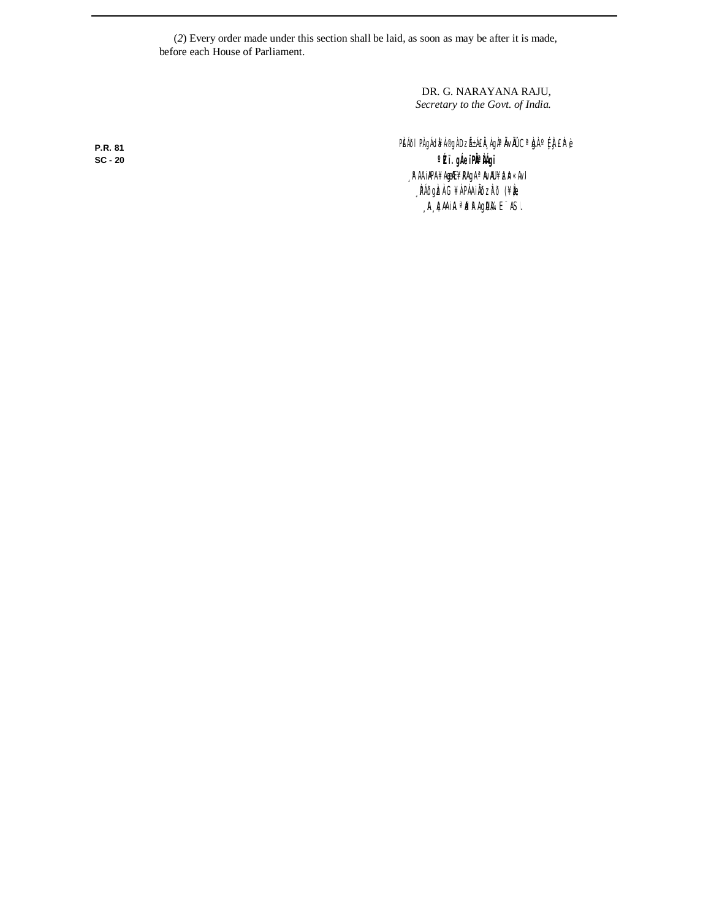(2) Every order made under this section shall be laid, as soon as may be after it is made, before each House of Parliament.

DR. G. NARAYANA RAJU,
*Secretary to the Govt. of India.*

P.R. 81
SC - 20

PÀ£ÁðlPÀ gÁdå¥ÀvÀæ gÀDzÀ ±ÁSÉ, ÁgÀ ªÀÄvÀÄÛ ªÀÄÄzÀæt £ÀÀ è

**ªÀÄ.i. gÀÁeï PÀÄªÀiÁgï**

¸ÀPÁðj ¥ÀvÀæ ¥ÀgÀ ªÀÄvÀÄÛ ¥ÀæPÀluÉ «¨sÁUÀ

¸ÀPÁðgÀzÀ G¥À PÁAiÀÄðzÀ²ð (¥Àæ)

¸À¸ÁAiÀÄPÀ ªÀÄgÀ PÀgÀÄ ¥À§è. E¯ÁSÉ.